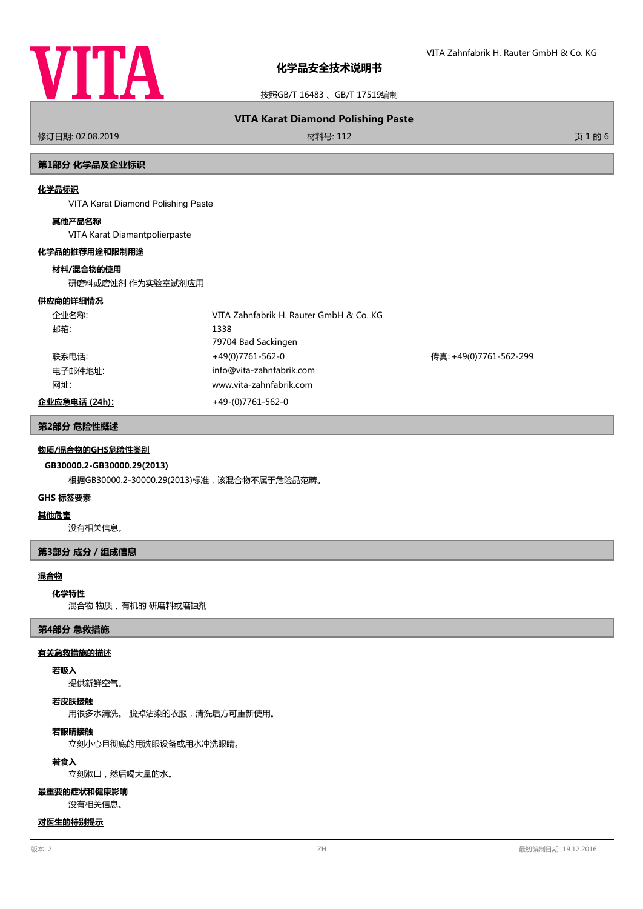# 化学品安全技术说明书

按照GB/T 16483 、GB/T 17519编制

VITA Zahnfabrik H. Rauter GmbH & Co. KG

## VITA Karat Diamond Polishing Paste

修订日期: 02.08.2019　　材料号: 112

## 第1部分 化学品及企业标识

**化学品标识**

VITA Karat Diamond Polishing Paste

**其他产品名称**

VITA Karat Diamantpolierpaste

**化学品的推荐用途和限制用途**

**材料/混合物的使用**

研磨料或磨蚀剂 作为实验室试剂应用

**供应商的详细情况**

| | | |
|---|---|---|
| 企业名称: | VITA Zahnfabrik H. Rauter GmbH & Co. KG | |
| 邮箱: | 1338 | |
| | 79704 Bad Säckingen | |
| 联系电话: | +49(0)7761-562-0 | 传真: +49(0)7761-562-299 |
| 电子邮件地址: | info@vita-zahnfabrik.com | |
| 网址: | www.vita-zahnfabrik.com | |
| **企业应急电话 (24h):** | +49-(0)7761-562-0 | |

## 第2部分 危险性概述

**物质/混合物的GHS危险性类别**

**GB30000.2-GB30000.29(2013)**

根据GB30000.2-30000.29(2013)标准，该混合物不属于危险品范畴。

**GHS 标签要素**

**其他危害**

没有相关信息。

## 第3部分 成分 / 组成信息

**混合物**

**化学特性**

混合物 物质 、有机的 研磨料或磨蚀剂

## 第4部分 急救措施

**有关急救措施的描述**

**若吸入**

提供新鲜空气。

**若皮肤接触**

用很多水清洗。 脱掉沾染的衣服，清洗后方可重新使用。

**若眼睛接触**

立刻小心且彻底的用洗眼设备或用水冲洗眼睛。

**若食入**

立刻漱口，然后喝大量的水。

**最重要的症状和健康影响**

没有相关信息。

**对医生的特别提示**

版本: 2　　ZH　　最初编制日期: 19.12.2016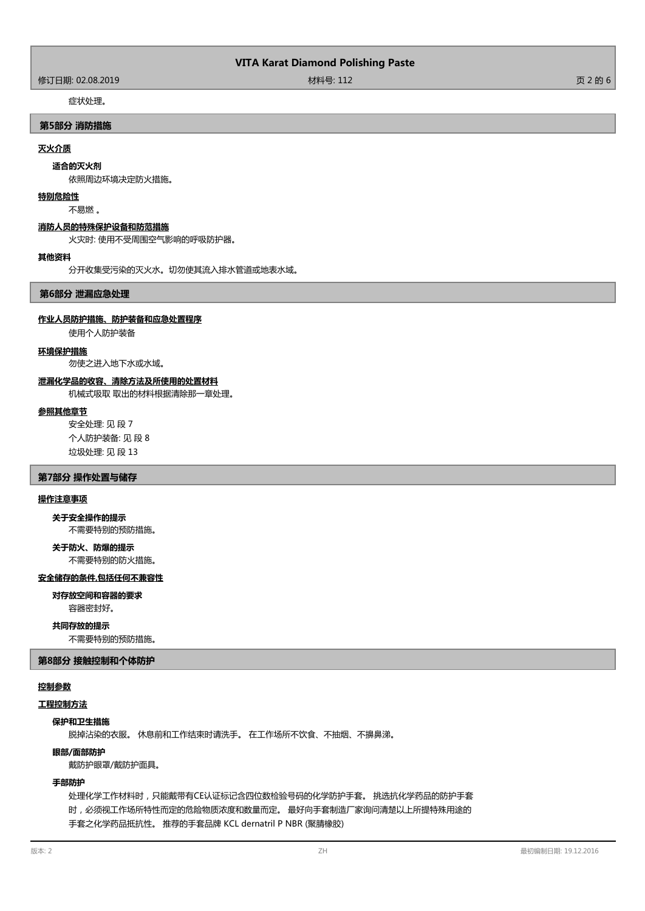症状处理。

## 第5部分 消防措施

**灭火介质**

**适合的灭火剂**

依照周边环境决定防火措施。

**特别危险性**

不易燃 。

**消防人员的特殊保护设备和防范措施**

火灾时: 使用不受周围空气影响的呼吸防护器。

**其他资料**

分开收集受污染的灭火水。切勿使其流入排水管道或地表水域。

## 第6部分 泄漏应急处理

**作业人员防护措施、防护装备和应急处置程序**

使用个人防护装备

**环境保护措施**

勿使之进入地下水或水域。

**泄漏化学品的收容、清除方法及所使用的处置材料**

机械式吸取 取出的材料根据清除那一章处理。

**参照其他章节**

安全处理: 见 段 7

个人防护装备: 见 段 8

垃圾处理: 见 段 13

## 第7部分 操作处置与储存

**操作注意事项**

**关于安全操作的提示**

不需要特别的预防措施。

**关于防火、防爆的提示**

不需要特别的防火措施。

**安全储存的条件,包括任何不兼容性**

**对存放空间和容器的要求**

容器密封好。

**共同存放的提示**

不需要特别的预防措施。

## 第8部分 接触控制和个体防护

**控制参数**

**工程控制方法**

**保护和卫生措施**

脱掉沾染的衣服。 休息前和工作结束时请洗手。 在工作场所不饮食、不抽烟、不擤鼻涕。

**眼部/面部防护**

戴防护眼罩/戴防护面具。

**手部防护**

处理化学工作材料时，只能戴带有CE认证标记含四位数检验号码的化学防护手套。 挑选抗化学药品的防护手套时，必须视工作场所特性而定的危险物质浓度和数量而定。 最好向手套制造厂家询问清楚以上所提特殊用途的手套之化学药品抵抗性。 推荐的手套品牌 KCL dernatril P NBR (聚腈橡胶)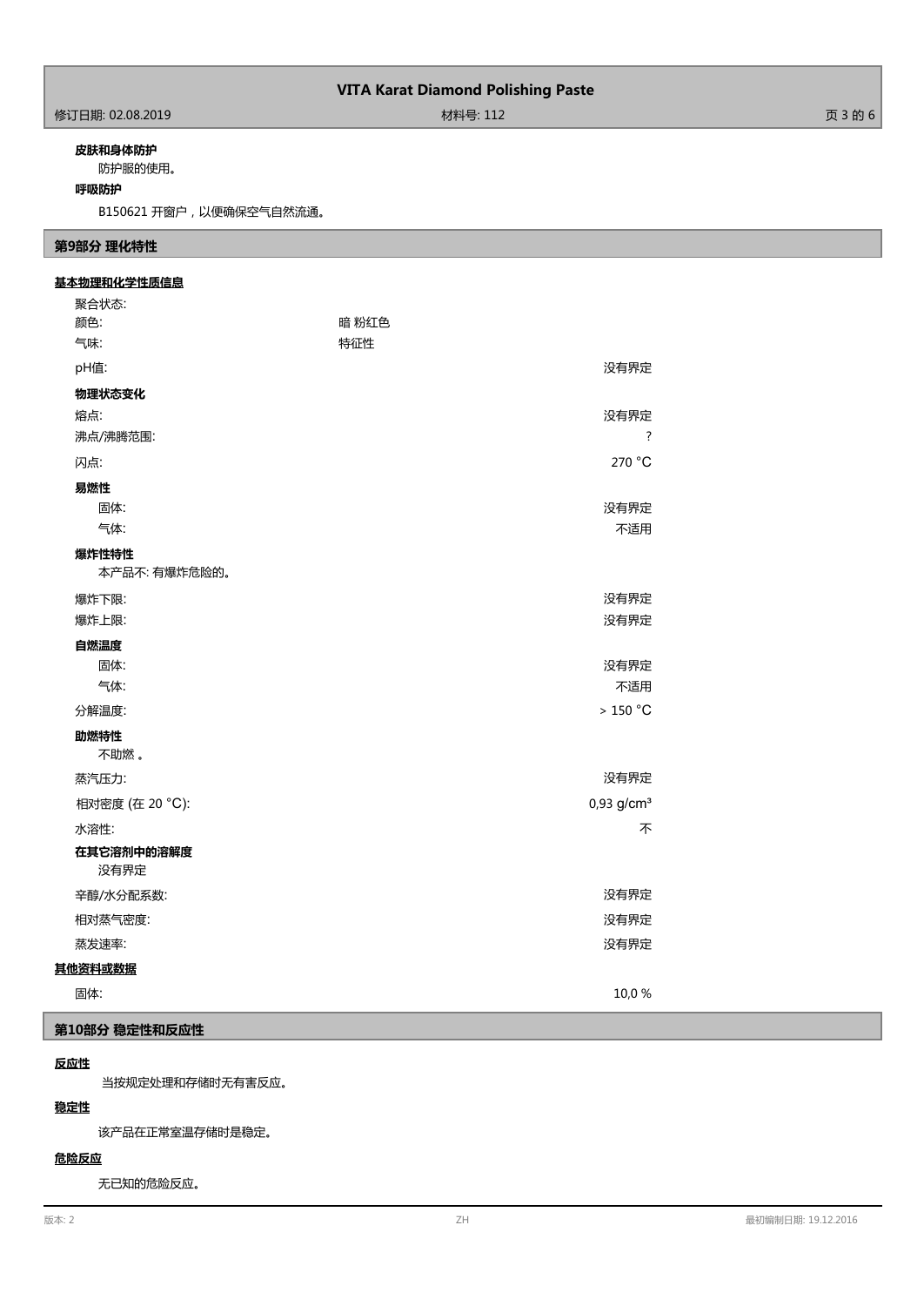**皮肤和身体防护**

防护服的使用。

**呼吸防护**

B150621 开窗户，以便确保空气自然流通。

## 第9部分 理化特性

**基本物理和化学性质信息**

| | | |
|---|---|---|
| 聚合状态: | | |
| 颜色: | 暗 粉红色 | |
| 气味: | 特征性 | |
| pH值: | | 没有界定 |
| **物理状态变化** | | |
| 熔点: | | 没有界定 |
| 沸点/沸腾范围: | | ? |
| 闪点: | | 270 °C |
| **易燃性** | | |
| 固体: | | 没有界定 |
| 气体: | | 不适用 |
| **爆炸性特性** | | |
| 本产品不: 有爆炸危险的。 | | |
| 爆炸下限: | | 没有界定 |
| 爆炸上限: | | 没有界定 |
| **自燃温度** | | |
| 固体: | | 没有界定 |
| 气体: | | 不适用 |
| 分解温度: | | > 150 °C |
| **助燃特性** | | |
| 不助燃 。 | | |
| 蒸汽压力: | | 没有界定 |
| 相对密度 (在 20 °C): | | 0,93 g/cm³ |
| 水溶性: | | 不 |
| **在其它溶剂中的溶解度** | | |
| 没有界定 | | |
| 辛醇/水分配系数: | | 没有界定 |
| 相对蒸气密度: | | 没有界定 |
| 蒸发速率: | | 没有界定 |

**其他资料或数据**

| | |
|---|---|
| 固体: | 10,0 % |

## 第10部分 稳定性和反应性

**反应性**

当按规定处理和存储时无有害反应。

**稳定性**

该产品在正常室温存储时是稳定。

**危险反应**

无已知的危险反应。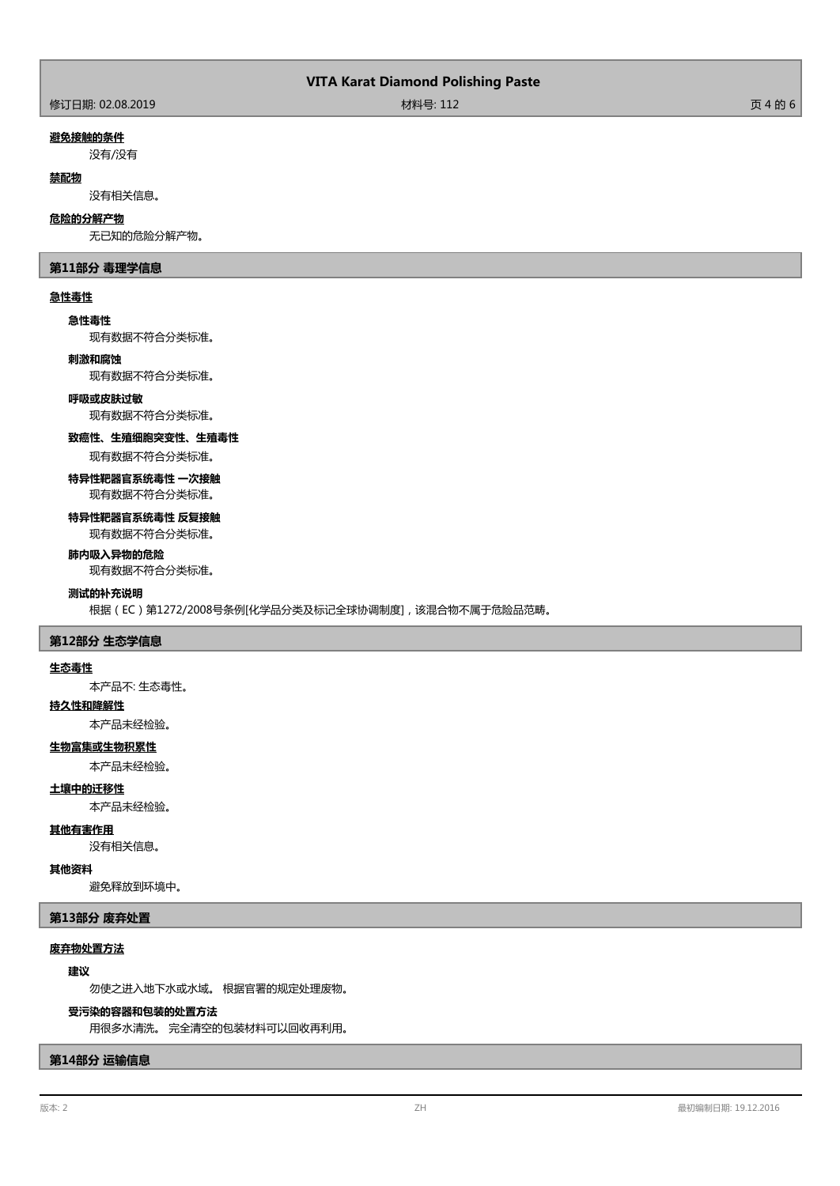**避免接触的条件**

没有/没有

**禁配物**

没有相关信息。

**危险的分解产物**

无已知的危险分解产物。

## 第11部分 毒理学信息

**急性毒性**

**急性毒性**

现有数据不符合分类标准。

**刺激和腐蚀**

现有数据不符合分类标准。

**呼吸或皮肤过敏**

现有数据不符合分类标准。

**致癌性、生殖细胞突变性、生殖毒性**

现有数据不符合分类标准。

**特异性靶器官系统毒性 一次接触**

现有数据不符合分类标准。

**特异性靶器官系统毒性 反复接触**

现有数据不符合分类标准。

**肺内吸入异物的危险**

现有数据不符合分类标准。

**测试的补充说明**

根据（EC）第1272/2008号条例[化学品分类及标记全球协调制度]，该混合物不属于危险品范畴。

## 第12部分 生态学信息

**生态毒性**

本产品不: 生态毒性。

**持久性和降解性**

本产品未经检验。

**生物富集或生物积累性**

本产品未经检验。

**土壤中的迁移性**

本产品未经检验。

**其他有害作用**

没有相关信息。

**其他资料**

避免释放到环境中。

## 第13部分 废弃处置

**废弃物处置方法**

**建议**

勿使之进入地下水或水域。 根据官署的规定处理废物。

**受污染的容器和包装的处置方法**

用很多水清洗。 完全清空的包装材料可以回收再利用。

## 第14部分 运输信息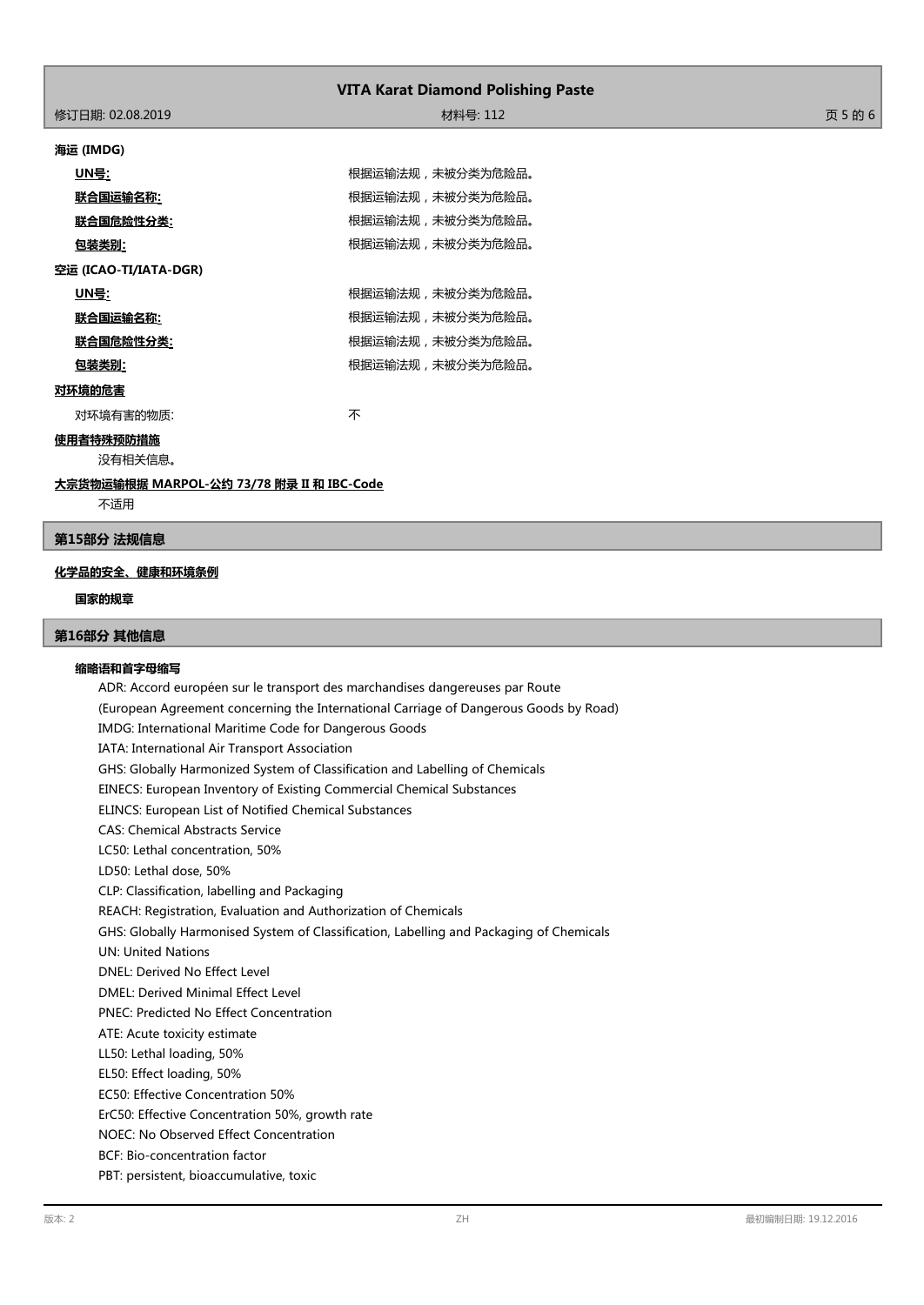**海运 (IMDG)**

| | |
|---|---|
| **UN号:** | 根据运输法规，未被分类为危险品。 |
| **联合国运输名称:** | 根据运输法规，未被分类为危险品。 |
| **联合国危险性分类:** | 根据运输法规，未被分类为危险品。 |
| **包装类别:** | 根据运输法规，未被分类为危险品。 |

**空运 (ICAO-TI/IATA-DGR)**

| | |
|---|---|
| **UN号:** | 根据运输法规，未被分类为危险品。 |
| **联合国运输名称:** | 根据运输法规，未被分类为危险品。 |
| **联合国危险性分类:** | 根据运输法规，未被分类为危险品。 |
| **包装类别:** | 根据运输法规，未被分类为危险品。 |

**对环境的危害**

对环境有害的物质: 不

**使用者特殊预防措施**

没有相关信息。

**大宗货物运输根据 MARPOL-公约 73/78 附录 II 和 IBC-Code**

不适用

## 第15部分 法规信息

**化学品的安全、健康和环境条例**

**国家的规章**

## 第16部分 其他信息

**缩略语和首字母缩写**

ADR: Accord européen sur le transport des marchandises dangereuses par Route
(European Agreement concerning the International Carriage of Dangerous Goods by Road)
IMDG: International Maritime Code for Dangerous Goods
IATA: International Air Transport Association
GHS: Globally Harmonized System of Classification and Labelling of Chemicals
EINECS: European Inventory of Existing Commercial Chemical Substances
ELINCS: European List of Notified Chemical Substances
CAS: Chemical Abstracts Service
LC50: Lethal concentration, 50%
LD50: Lethal dose, 50%
CLP: Classification, labelling and Packaging
REACH: Registration, Evaluation and Authorization of Chemicals
GHS: Globally Harmonised System of Classification, Labelling and Packaging of Chemicals
UN: United Nations
DNEL: Derived No Effect Level
DMEL: Derived Minimal Effect Level
PNEC: Predicted No Effect Concentration
ATE: Acute toxicity estimate
LL50: Lethal loading, 50%
EL50: Effect loading, 50%
EC50: Effective Concentration 50%
ErC50: Effective Concentration 50%, growth rate
NOEC: No Observed Effect Concentration
BCF: Bio-concentration factor
PBT: persistent, bioaccumulative, toxic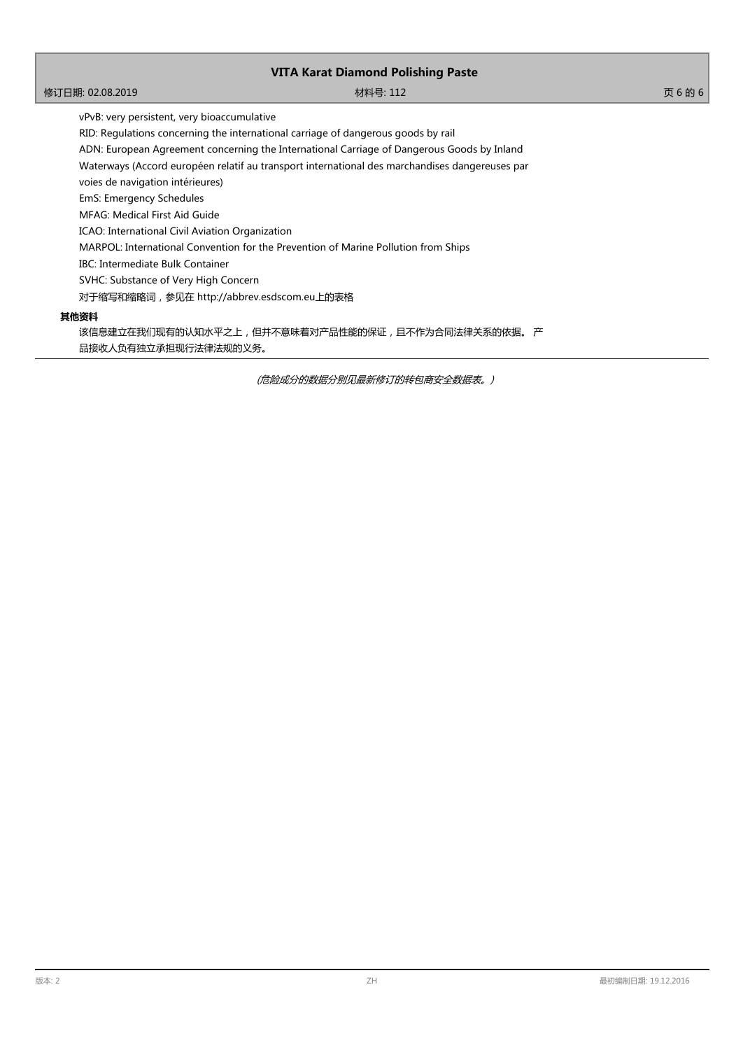vPvB: very persistent, very bioaccumulative

RID: Regulations concerning the international carriage of dangerous goods by rail

ADN: European Agreement concerning the International Carriage of Dangerous Goods by Inland Waterways (Accord européen relatif au transport international des marchandises dangereuses par voies de navigation intérieures)

EmS: Emergency Schedules

MFAG: Medical First Aid Guide

ICAO: International Civil Aviation Organization

MARPOL: International Convention for the Prevention of Marine Pollution from Ships

IBC: Intermediate Bulk Container

SVHC: Substance of Very High Concern

对于缩写和缩略词，参见在 http://abbrev.esdscom.eu上的表格

**其他资料**

该信息建立在我们现有的认知水平之上，但并不意味着对产品性能的保证，且不作为合同法律关系的依据。 产品接收人负有独立承担现行法律法规的义务。

---

*(危险成分的数据分别见最新修订的转包商安全数据表。)*